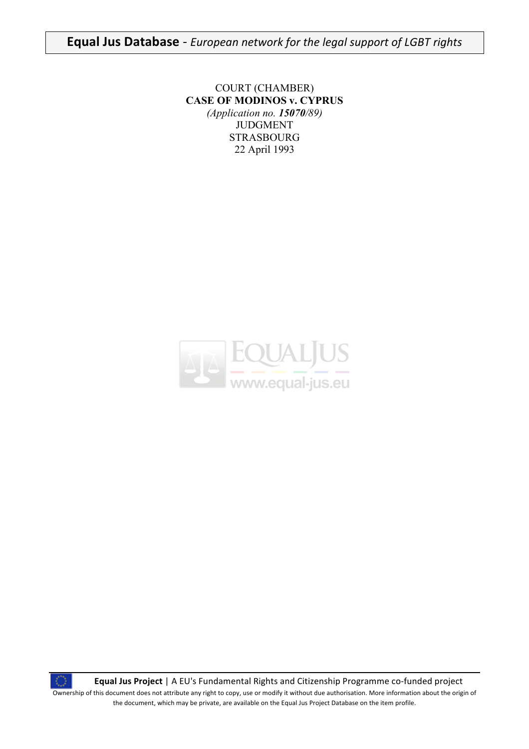COURT (CHAMBER)

**CASE OF MODINOS v. CYPRUS**

*(Application no.* ***15070****/89)*

JUDGMENT

STRASBOURG

22 April 1993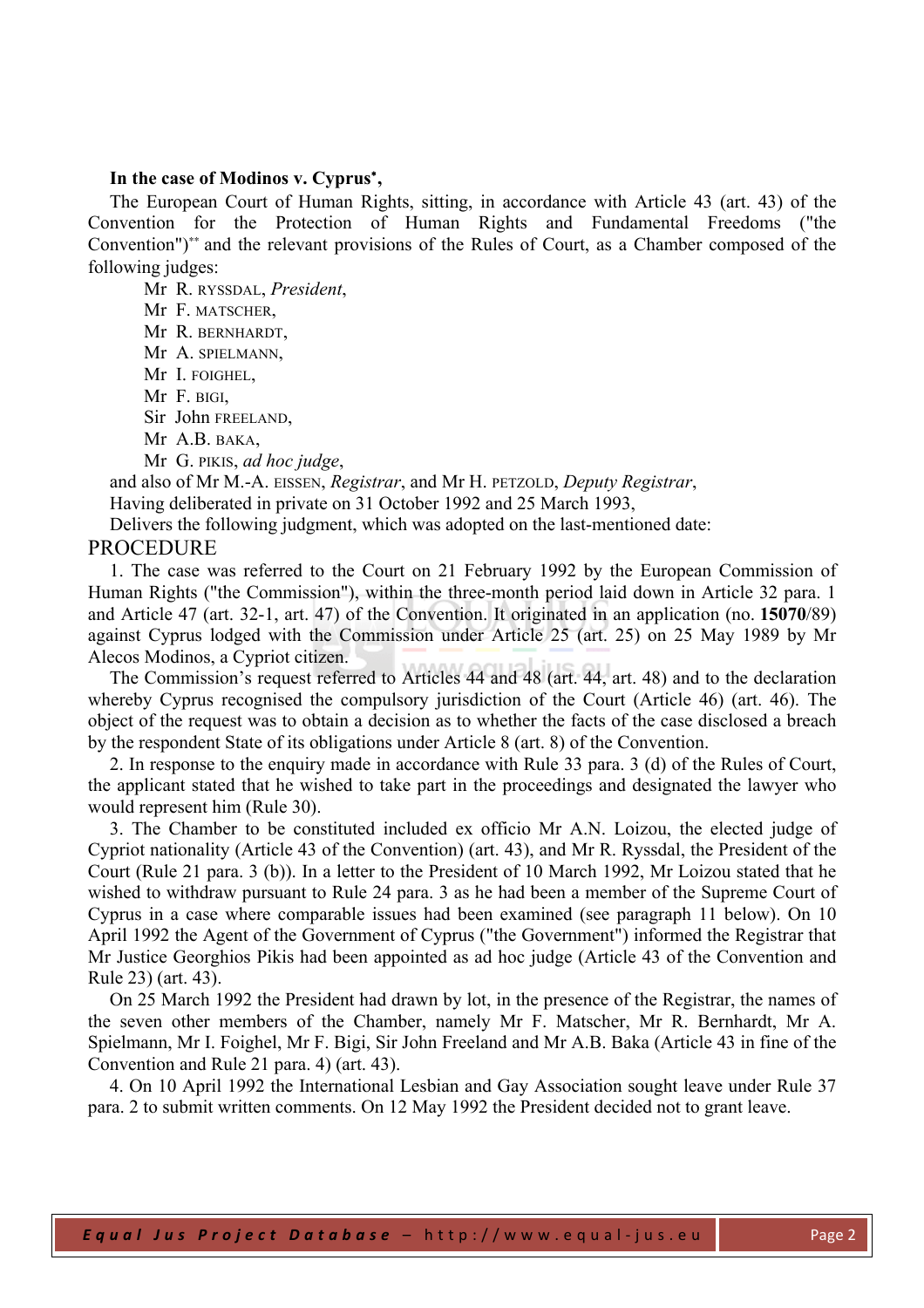**In the case of Modinos v. Cyprus*,**

The European Court of Human Rights, sitting, in accordance with Article 43 (art. 43) of the Convention for the Protection of Human Rights and Fundamental Freedoms ("the Convention")** and the relevant provisions of the Rules of Court, as a Chamber composed of the following judges:

Mr R. RYSSDAL, *President*,
Mr F. MATSCHER,
Mr R. BERNHARDT,
Mr A. SPIELMANN,
Mr I. FOIGHEL,
Mr F. BIGI,
Sir John FREELAND,
Mr A.B. BAKA,
Mr G. PIKIS, *ad hoc judge*,

and also of Mr M.-A. EISSEN, *Registrar*, and Mr H. PETZOLD, *Deputy Registrar*,

Having deliberated in private on 31 October 1992 and 25 March 1993,

Delivers the following judgment, which was adopted on the last-mentioned date:

## PROCEDURE

1. The case was referred to the Court on 21 February 1992 by the European Commission of Human Rights ("the Commission"), within the three-month period laid down in Article 32 para. 1 and Article 47 (art. 32-1, art. 47) of the Convention. It originated in an application (no. **15070**/89) against Cyprus lodged with the Commission under Article 25 (art. 25) on 25 May 1989 by Mr Alecos Modinos, a Cypriot citizen.

The Commission's request referred to Articles 44 and 48 (art. 44, art. 48) and to the declaration whereby Cyprus recognised the compulsory jurisdiction of the Court (Article 46) (art. 46). The object of the request was to obtain a decision as to whether the facts of the case disclosed a breach by the respondent State of its obligations under Article 8 (art. 8) of the Convention.

2. In response to the enquiry made in accordance with Rule 33 para. 3 (d) of the Rules of Court, the applicant stated that he wished to take part in the proceedings and designated the lawyer who would represent him (Rule 30).

3. The Chamber to be constituted included ex officio Mr A.N. Loizou, the elected judge of Cypriot nationality (Article 43 of the Convention) (art. 43), and Mr R. Ryssdal, the President of the Court (Rule 21 para. 3 (b)). In a letter to the President of 10 March 1992, Mr Loizou stated that he wished to withdraw pursuant to Rule 24 para. 3 as he had been a member of the Supreme Court of Cyprus in a case where comparable issues had been examined (see paragraph 11 below). On 10 April 1992 the Agent of the Government of Cyprus ("the Government") informed the Registrar that Mr Justice Georghios Pikis had been appointed as ad hoc judge (Article 43 of the Convention and Rule 23) (art. 43).

On 25 March 1992 the President had drawn by lot, in the presence of the Registrar, the names of the seven other members of the Chamber, namely Mr F. Matscher, Mr R. Bernhardt, Mr A. Spielmann, Mr I. Foighel, Mr F. Bigi, Sir John Freeland and Mr A.B. Baka (Article 43 in fine of the Convention and Rule 21 para. 4) (art. 43).

4. On 10 April 1992 the International Lesbian and Gay Association sought leave under Rule 37 para. 2 to submit written comments. On 12 May 1992 the President decided not to grant leave.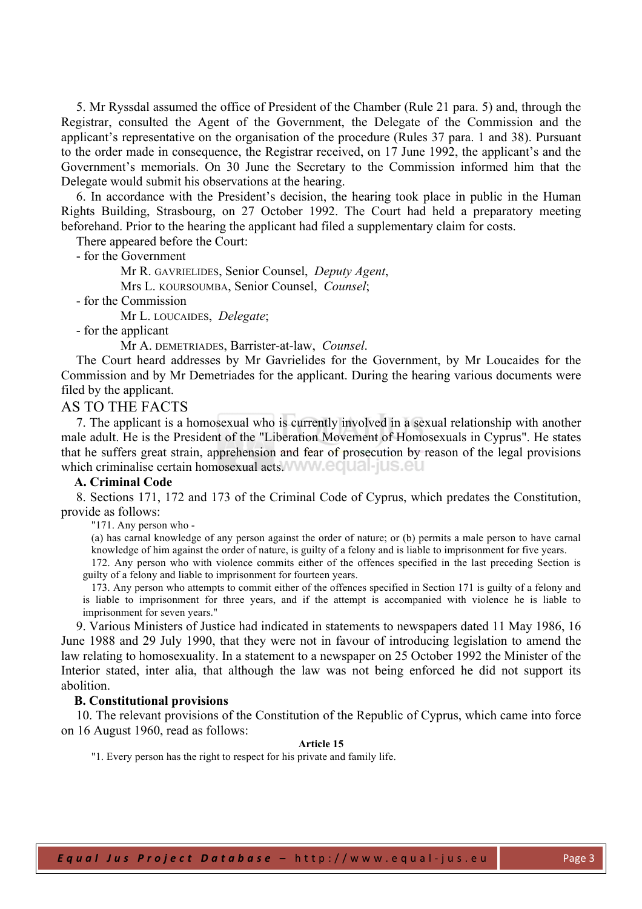5. Mr Ryssdal assumed the office of President of the Chamber (Rule 21 para. 5) and, through the Registrar, consulted the Agent of the Government, the Delegate of the Commission and the applicant's representative on the organisation of the procedure (Rules 37 para. 1 and 38). Pursuant to the order made in consequence, the Registrar received, on 17 June 1992, the applicant's and the Government's memorials. On 30 June the Secretary to the Commission informed him that the Delegate would submit his observations at the hearing.

6. In accordance with the President's decision, the hearing took place in public in the Human Rights Building, Strasbourg, on 27 October 1992. The Court had held a preparatory meeting beforehand. Prior to the hearing the applicant had filed a supplementary claim for costs.

There appeared before the Court:

- for the Government

  Mr R. GAVRIELIDES, Senior Counsel, *Deputy Agent*,

  Mrs L. KOURSOUMBA, Senior Counsel, *Counsel*;

- for the Commission

  Mr L. LOUCAIDES, *Delegate*;

- for the applicant

  Mr A. DEMETRIADES, Barrister-at-law, *Counsel*.

The Court heard addresses by Mr Gavrielides for the Government, by Mr Loucaides for the Commission and by Mr Demetriades for the applicant. During the hearing various documents were filed by the applicant.

## AS TO THE FACTS

7. The applicant is a homosexual who is currently involved in a sexual relationship with another male adult. He is the President of the "Liberation Movement of Homosexuals in Cyprus". He states that he suffers great strain, apprehension and fear of prosecution by reason of the legal provisions which criminalise certain homosexual acts.

### A. Criminal Code

8. Sections 171, 172 and 173 of the Criminal Code of Cyprus, which predates the Constitution, provide as follows:

> "171. Any person who -
>
> (a) has carnal knowledge of any person against the order of nature; or (b) permits a male person to have carnal knowledge of him against the order of nature, is guilty of a felony and is liable to imprisonment for five years.
>
> 172. Any person who with violence commits either of the offences specified in the last preceding Section is guilty of a felony and liable to imprisonment for fourteen years.
>
> 173. Any person who attempts to commit either of the offences specified in Section 171 is guilty of a felony and is liable to imprisonment for three years, and if the attempt is accompanied with violence he is liable to imprisonment for seven years."

9. Various Ministers of Justice had indicated in statements to newspapers dated 11 May 1986, 16 June 1988 and 29 July 1990, that they were not in favour of introducing legislation to amend the law relating to homosexuality. In a statement to a newspaper on 25 October 1992 the Minister of the Interior stated, inter alia, that although the law was not being enforced he did not support its abolition.

### B. Constitutional provisions

10. The relevant provisions of the Constitution of the Republic of Cyprus, which came into force on 16 August 1960, read as follows:

**Article 15**

> "1. Every person has the right to respect for his private and family life.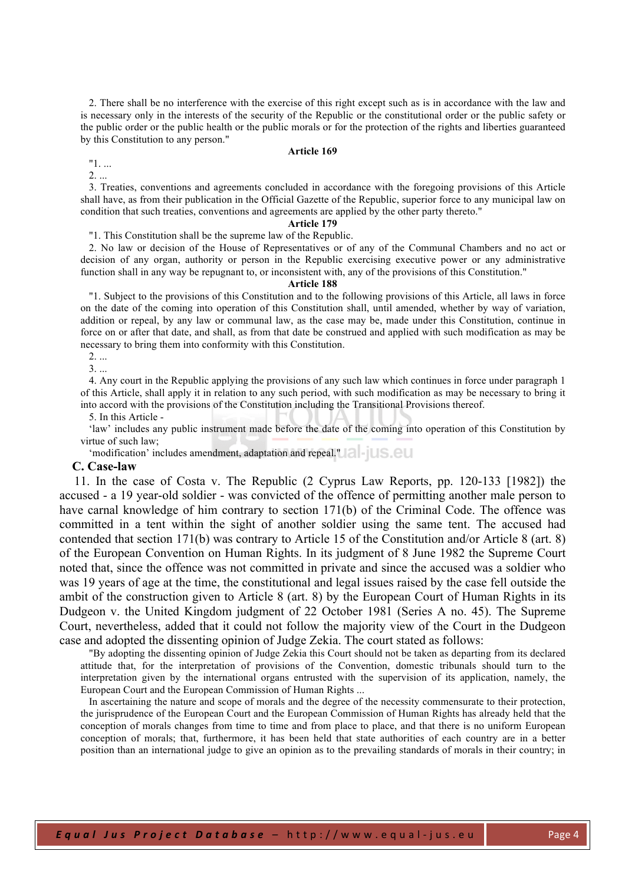2. There shall be no interference with the exercise of this right except such as is in accordance with the law and is necessary only in the interests of the security of the Republic or the constitutional order or the public safety or the public order or the public health or the public morals or for the protection of the rights and liberties guaranteed by this Constitution to any person."

**Article 169**

"1. ...

2. ...

3. Treaties, conventions and agreements concluded in accordance with the foregoing provisions of this Article shall have, as from their publication in the Official Gazette of the Republic, superior force to any municipal law on condition that such treaties, conventions and agreements are applied by the other party thereto."

**Article 179**

"1. This Constitution shall be the supreme law of the Republic.

2. No law or decision of the House of Representatives or of any of the Communal Chambers and no act or decision of any organ, authority or person in the Republic exercising executive power or any administrative function shall in any way be repugnant to, or inconsistent with, any of the provisions of this Constitution."

**Article 188**

"1. Subject to the provisions of this Constitution and to the following provisions of this Article, all laws in force on the date of the coming into operation of this Constitution shall, until amended, whether by way of variation, addition or repeal, by any law or communal law, as the case may be, made under this Constitution, continue in force on or after that date, and shall, as from that date be construed and applied with such modification as may be necessary to bring them into conformity with this Constitution.

2. ...

3. ...

4. Any court in the Republic applying the provisions of any such law which continues in force under paragraph 1 of this Article, shall apply it in relation to any such period, with such modification as may be necessary to bring it into accord with the provisions of the Constitution including the Transitional Provisions thereof.

5. In this Article -

'law' includes any public instrument made before the date of the coming into operation of this Constitution by virtue of such law;

'modification' includes amendment, adaptation and repeal."

## C. Case-law

11. In the case of Costa v. The Republic (2 Cyprus Law Reports, pp. 120-133 [1982]) the accused - a 19 year-old soldier - was convicted of the offence of permitting another male person to have carnal knowledge of him contrary to section 171(b) of the Criminal Code. The offence was committed in a tent within the sight of another soldier using the same tent. The accused had contended that section 171(b) was contrary to Article 15 of the Constitution and/or Article 8 (art. 8) of the European Convention on Human Rights. In its judgment of 8 June 1982 the Supreme Court noted that, since the offence was not committed in private and since the accused was a soldier who was 19 years of age at the time, the constitutional and legal issues raised by the case fell outside the ambit of the construction given to Article 8 (art. 8) by the European Court of Human Rights in its Dudgeon v. the United Kingdom judgment of 22 October 1981 (Series A no. 45). The Supreme Court, nevertheless, added that it could not follow the majority view of the Court in the Dudgeon case and adopted the dissenting opinion of Judge Zekia. The court stated as follows:

"By adopting the dissenting opinion of Judge Zekia this Court should not be taken as departing from its declared attitude that, for the interpretation of provisions of the Convention, domestic tribunals should turn to the interpretation given by the international organs entrusted with the supervision of its application, namely, the European Court and the European Commission of Human Rights ...

In ascertaining the nature and scope of morals and the degree of the necessity commensurate to their protection, the jurisprudence of the European Court and the European Commission of Human Rights has already held that the conception of morals changes from time to time and from place to place, and that there is no uniform European conception of morals; that, furthermore, it has been held that state authorities of each country are in a better position than an international judge to give an opinion as to the prevailing standards of morals in their country; in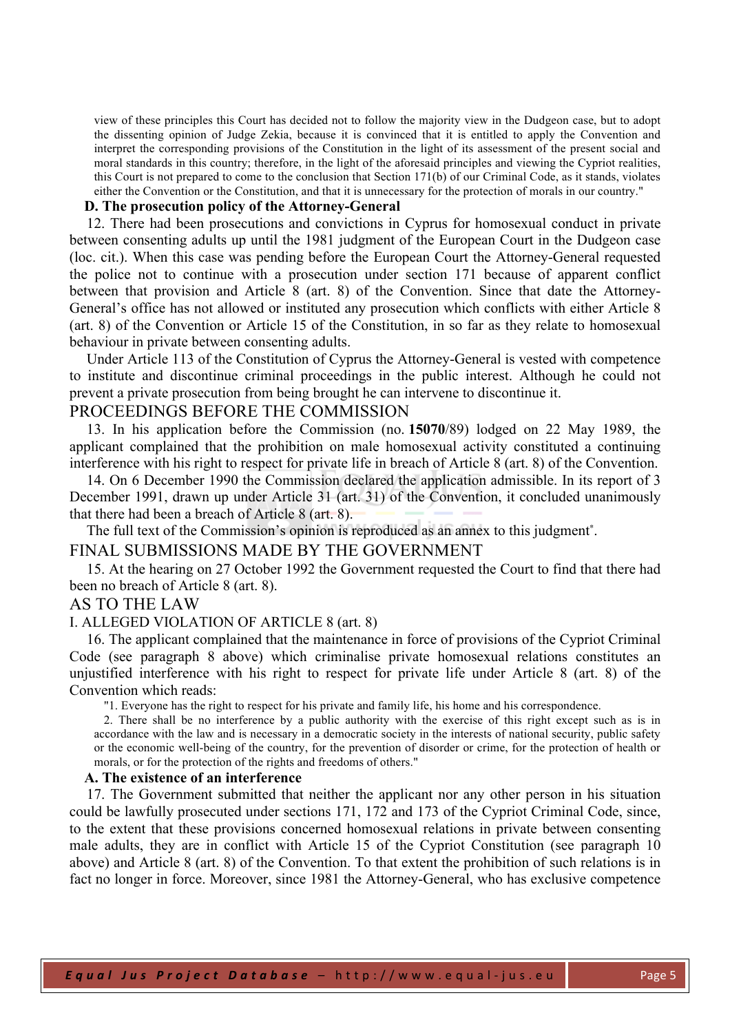view of these principles this Court has decided not to follow the majority view in the Dudgeon case, but to adopt the dissenting opinion of Judge Zekia, because it is convinced that it is entitled to apply the Convention and interpret the corresponding provisions of the Constitution in the light of its assessment of the present social and moral standards in this country; therefore, in the light of the aforesaid principles and viewing the Cypriot realities, this Court is not prepared to come to the conclusion that Section 171(b) of our Criminal Code, as it stands, violates either the Convention or the Constitution, and that it is unnecessary for the protection of morals in our country."

### D. The prosecution policy of the Attorney-General

12. There had been prosecutions and convictions in Cyprus for homosexual conduct in private between consenting adults up until the 1981 judgment of the European Court in the Dudgeon case (loc. cit.). When this case was pending before the European Court the Attorney-General requested the police not to continue with a prosecution under section 171 because of apparent conflict between that provision and Article 8 (art. 8) of the Convention. Since that date the Attorney-General's office has not allowed or instituted any prosecution which conflicts with either Article 8 (art. 8) of the Convention or Article 15 of the Constitution, in so far as they relate to homosexual behaviour in private between consenting adults.

Under Article 113 of the Constitution of Cyprus the Attorney-General is vested with competence to institute and discontinue criminal proceedings in the public interest. Although he could not prevent a private prosecution from being brought he can intervene to discontinue it.

## PROCEEDINGS BEFORE THE COMMISSION

13. In his application before the Commission (no. **15070**/89) lodged on 22 May 1989, the applicant complained that the prohibition on male homosexual activity constituted a continuing interference with his right to respect for private life in breach of Article 8 (art. 8) of the Convention.

14. On 6 December 1990 the Commission declared the application admissible. In its report of 3 December 1991, drawn up under Article 31 (art. 31) of the Convention, it concluded unanimously that there had been a breach of Article 8 (art. 8).

The full text of the Commission's opinion is reproduced as an annex to this judgment*.

## FINAL SUBMISSIONS MADE BY THE GOVERNMENT

15. At the hearing on 27 October 1992 the Government requested the Court to find that there had been no breach of Article 8 (art. 8).

## AS TO THE LAW

### I. ALLEGED VIOLATION OF ARTICLE 8 (art. 8)

16. The applicant complained that the maintenance in force of provisions of the Cypriot Criminal Code (see paragraph 8 above) which criminalise private homosexual relations constitutes an unjustified interference with his right to respect for private life under Article 8 (art. 8) of the Convention which reads:

"1. Everyone has the right to respect for his private and family life, his home and his correspondence.

2. There shall be no interference by a public authority with the exercise of this right except such as is in accordance with the law and is necessary in a democratic society in the interests of national security, public safety or the economic well-being of the country, for the prevention of disorder or crime, for the protection of health or morals, or for the protection of the rights and freedoms of others."

### A. The existence of an interference

17. The Government submitted that neither the applicant nor any other person in his situation could be lawfully prosecuted under sections 171, 172 and 173 of the Cypriot Criminal Code, since, to the extent that these provisions concerned homosexual relations in private between consenting male adults, they are in conflict with Article 15 of the Cypriot Constitution (see paragraph 10 above) and Article 8 (art. 8) of the Convention. To that extent the prohibition of such relations is in fact no longer in force. Moreover, since 1981 the Attorney-General, who has exclusive competence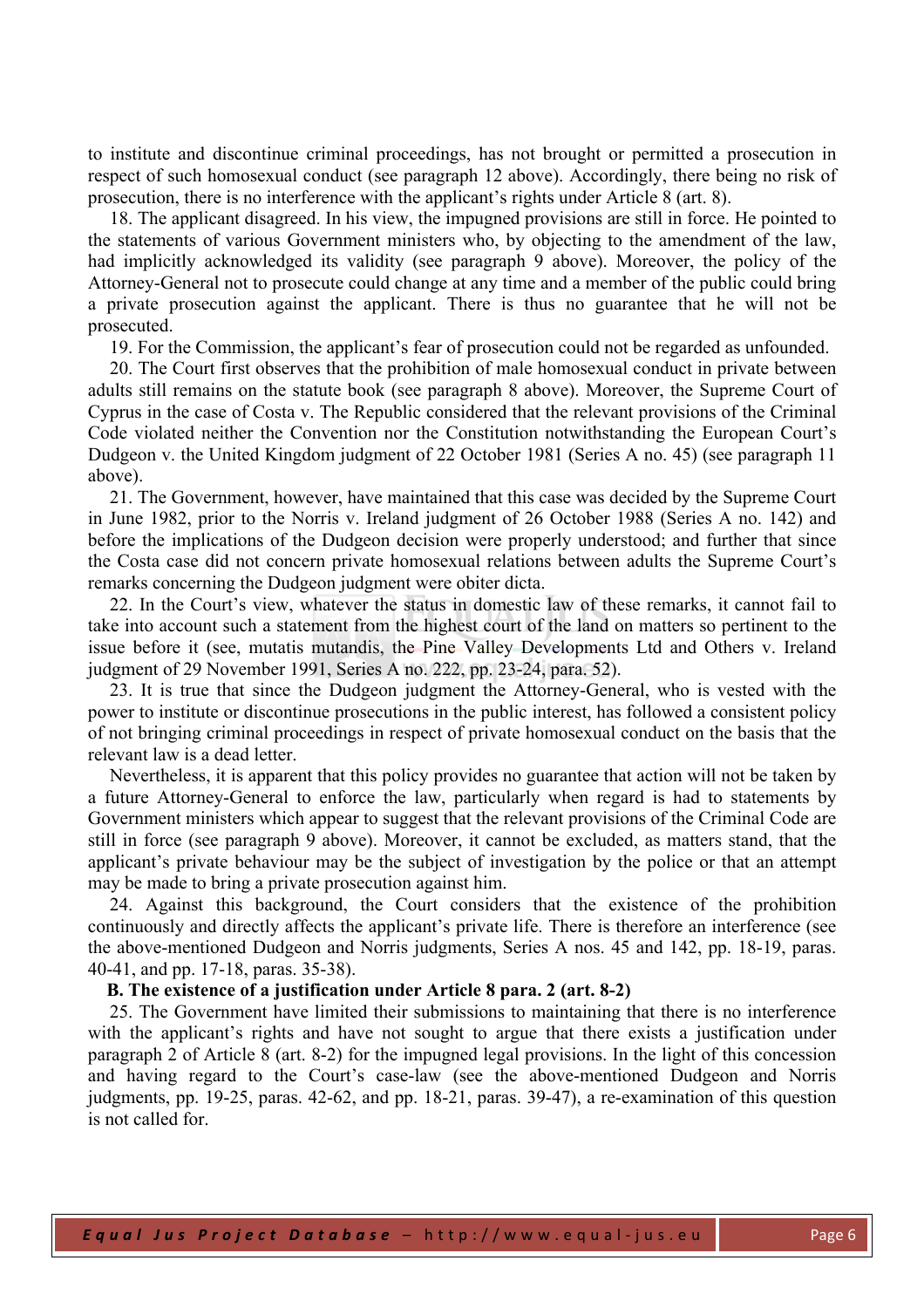to institute and discontinue criminal proceedings, has not brought or permitted a prosecution in respect of such homosexual conduct (see paragraph 12 above). Accordingly, there being no risk of prosecution, there is no interference with the applicant's rights under Article 8 (art. 8).

18. The applicant disagreed. In his view, the impugned provisions are still in force. He pointed to the statements of various Government ministers who, by objecting to the amendment of the law, had implicitly acknowledged its validity (see paragraph 9 above). Moreover, the policy of the Attorney-General not to prosecute could change at any time and a member of the public could bring a private prosecution against the applicant. There is thus no guarantee that he will not be prosecuted.

19. For the Commission, the applicant's fear of prosecution could not be regarded as unfounded.

20. The Court first observes that the prohibition of male homosexual conduct in private between adults still remains on the statute book (see paragraph 8 above). Moreover, the Supreme Court of Cyprus in the case of Costa v. The Republic considered that the relevant provisions of the Criminal Code violated neither the Convention nor the Constitution notwithstanding the European Court's Dudgeon v. the United Kingdom judgment of 22 October 1981 (Series A no. 45) (see paragraph 11 above).

21. The Government, however, have maintained that this case was decided by the Supreme Court in June 1982, prior to the Norris v. Ireland judgment of 26 October 1988 (Series A no. 142) and before the implications of the Dudgeon decision were properly understood; and further that since the Costa case did not concern private homosexual relations between adults the Supreme Court's remarks concerning the Dudgeon judgment were obiter dicta.

22. In the Court's view, whatever the status in domestic law of these remarks, it cannot fail to take into account such a statement from the highest court of the land on matters so pertinent to the issue before it (see, mutatis mutandis, the Pine Valley Developments Ltd and Others v. Ireland judgment of 29 November 1991, Series A no. 222, pp. 23-24, para. 52).

23. It is true that since the Dudgeon judgment the Attorney-General, who is vested with the power to institute or discontinue prosecutions in the public interest, has followed a consistent policy of not bringing criminal proceedings in respect of private homosexual conduct on the basis that the relevant law is a dead letter.

Nevertheless, it is apparent that this policy provides no guarantee that action will not be taken by a future Attorney-General to enforce the law, particularly when regard is had to statements by Government ministers which appear to suggest that the relevant provisions of the Criminal Code are still in force (see paragraph 9 above). Moreover, it cannot be excluded, as matters stand, that the applicant's private behaviour may be the subject of investigation by the police or that an attempt may be made to bring a private prosecution against him.

24. Against this background, the Court considers that the existence of the prohibition continuously and directly affects the applicant's private life. There is therefore an interference (see the above-mentioned Dudgeon and Norris judgments, Series A nos. 45 and 142, pp. 18-19, paras. 40-41, and pp. 17-18, paras. 35-38).

**B. The existence of a justification under Article 8 para. 2 (art. 8-2)**

25. The Government have limited their submissions to maintaining that there is no interference with the applicant's rights and have not sought to argue that there exists a justification under paragraph 2 of Article 8 (art. 8-2) for the impugned legal provisions. In the light of this concession and having regard to the Court's case-law (see the above-mentioned Dudgeon and Norris judgments, pp. 19-25, paras. 42-62, and pp. 18-21, paras. 39-47), a re-examination of this question is not called for.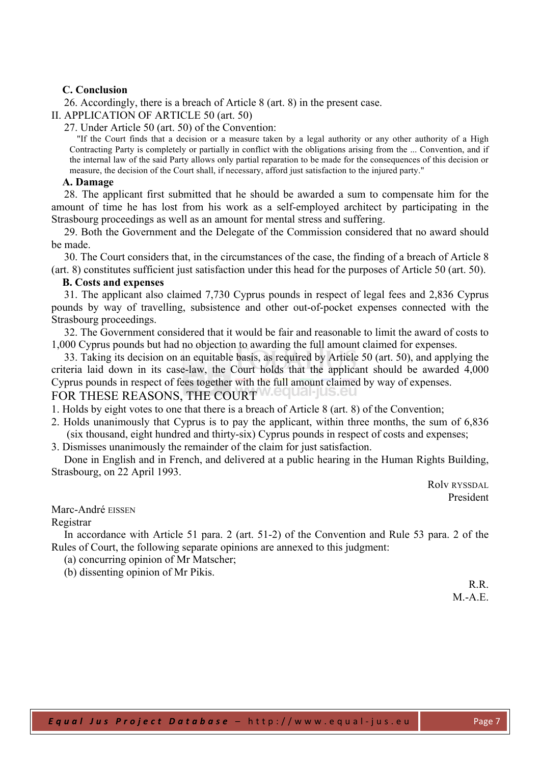### C. Conclusion

26. Accordingly, there is a breach of Article 8 (art. 8) in the present case.

## II. APPLICATION OF ARTICLE 50 (art. 50)

27. Under Article 50 (art. 50) of the Convention:

> "If the Court finds that a decision or a measure taken by a legal authority or any other authority of a High Contracting Party is completely or partially in conflict with the obligations arising from the ... Convention, and if the internal law of the said Party allows only partial reparation to be made for the consequences of this decision or measure, the decision of the Court shall, if necessary, afford just satisfaction to the injured party."

### A. Damage

28. The applicant first submitted that he should be awarded a sum to compensate him for the amount of time he has lost from his work as a self-employed architect by participating in the Strasbourg proceedings as well as an amount for mental stress and suffering.

29. Both the Government and the Delegate of the Commission considered that no award should be made.

30. The Court considers that, in the circumstances of the case, the finding of a breach of Article 8 (art. 8) constitutes sufficient just satisfaction under this head for the purposes of Article 50 (art. 50).

### B. Costs and expenses

31. The applicant also claimed 7,730 Cyprus pounds in respect of legal fees and 2,836 Cyprus pounds by way of travelling, subsistence and other out-of-pocket expenses connected with the Strasbourg proceedings.

32. The Government considered that it would be fair and reasonable to limit the award of costs to 1,000 Cyprus pounds but had no objection to awarding the full amount claimed for expenses.

33. Taking its decision on an equitable basis, as required by Article 50 (art. 50), and applying the criteria laid down in its case-law, the Court holds that the applicant should be awarded 4,000 Cyprus pounds in respect of fees together with the full amount claimed by way of expenses.

## FOR THESE REASONS, THE COURT

1. Holds by eight votes to one that there is a breach of Article 8 (art. 8) of the Convention;
2. Holds unanimously that Cyprus is to pay the applicant, within three months, the sum of 6,836 (six thousand, eight hundred and thirty-six) Cyprus pounds in respect of costs and expenses;
3. Dismisses unanimously the remainder of the claim for just satisfaction.

Done in English and in French, and delivered at a public hearing in the Human Rights Building, Strasbourg, on 22 April 1993.

Rolv RYSSDAL
President

Marc-André EISSEN
Registrar

In accordance with Article 51 para. 2 (art. 51-2) of the Convention and Rule 53 para. 2 of the Rules of Court, the following separate opinions are annexed to this judgment:

(a) concurring opinion of Mr Matscher;
(b) dissenting opinion of Mr Pikis.

R.R.
M.-A.E.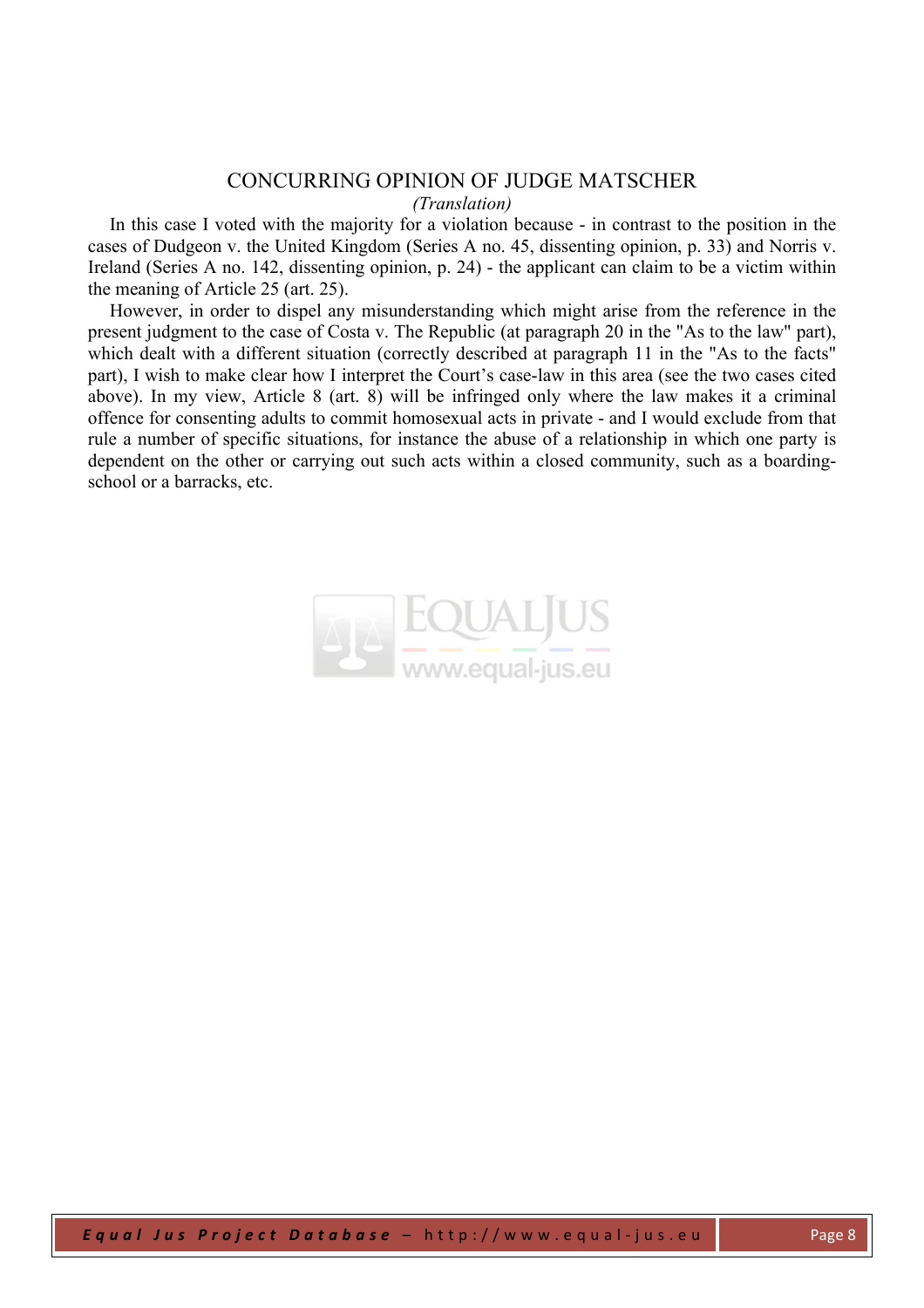## CONCURRING OPINION OF JUDGE MATSCHER

*(Translation)*

In this case I voted with the majority for a violation because - in contrast to the position in the cases of Dudgeon v. the United Kingdom (Series A no. 45, dissenting opinion, p. 33) and Norris v. Ireland (Series A no. 142, dissenting opinion, p. 24) - the applicant can claim to be a victim within the meaning of Article 25 (art. 25).

However, in order to dispel any misunderstanding which might arise from the reference in the present judgment to the case of Costa v. The Republic (at paragraph 20 in the "As to the law" part), which dealt with a different situation (correctly described at paragraph 11 in the "As to the facts" part), I wish to make clear how I interpret the Court's case-law in this area (see the two cases cited above). In my view, Article 8 (art. 8) will be infringed only where the law makes it a criminal offence for consenting adults to commit homosexual acts in private - and I would exclude from that rule a number of specific situations, for instance the abuse of a relationship in which one party is dependent on the other or carrying out such acts within a closed community, such as a boarding-school or a barracks, etc.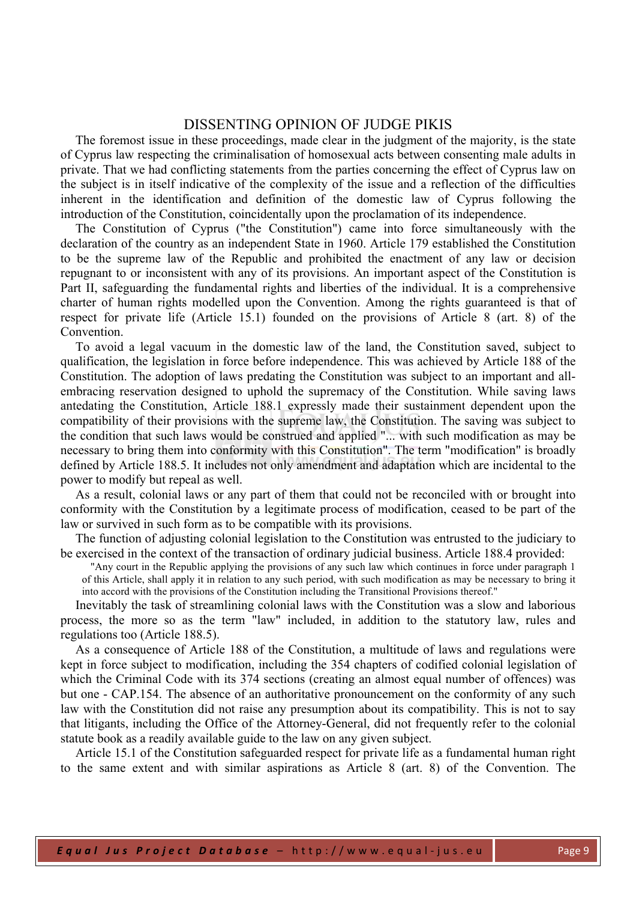## DISSENTING OPINION OF JUDGE PIKIS

The foremost issue in these proceedings, made clear in the judgment of the majority, is the state of Cyprus law respecting the criminalisation of homosexual acts between consenting male adults in private. That we had conflicting statements from the parties concerning the effect of Cyprus law on the subject is in itself indicative of the complexity of the issue and a reflection of the difficulties inherent in the identification and definition of the domestic law of Cyprus following the introduction of the Constitution, coincidentally upon the proclamation of its independence.

The Constitution of Cyprus ("the Constitution") came into force simultaneously with the declaration of the country as an independent State in 1960. Article 179 established the Constitution to be the supreme law of the Republic and prohibited the enactment of any law or decision repugnant to or inconsistent with any of its provisions. An important aspect of the Constitution is Part II, safeguarding the fundamental rights and liberties of the individual. It is a comprehensive charter of human rights modelled upon the Convention. Among the rights guaranteed is that of respect for private life (Article 15.1) founded on the provisions of Article 8 (art. 8) of the Convention.

To avoid a legal vacuum in the domestic law of the land, the Constitution saved, subject to qualification, the legislation in force before independence. This was achieved by Article 188 of the Constitution. The adoption of laws predating the Constitution was subject to an important and all-embracing reservation designed to uphold the supremacy of the Constitution. While saving laws antedating the Constitution, Article 188.1 expressly made their sustainment dependent upon the compatibility of their provisions with the supreme law, the Constitution. The saving was subject to the condition that such laws would be construed and applied "... with such modification as may be necessary to bring them into conformity with this Constitution". The term "modification" is broadly defined by Article 188.5. It includes not only amendment and adaptation which are incidental to the power to modify but repeal as well.

As a result, colonial laws or any part of them that could not be reconciled with or brought into conformity with the Constitution by a legitimate process of modification, ceased to be part of the law or survived in such form as to be compatible with its provisions.

The function of adjusting colonial legislation to the Constitution was entrusted to the judiciary to be exercised in the context of the transaction of ordinary judicial business. Article 188.4 provided:

> "Any court in the Republic applying the provisions of any such law which continues in force under paragraph 1 of this Article, shall apply it in relation to any such period, with such modification as may be necessary to bring it into accord with the provisions of the Constitution including the Transitional Provisions thereof."

Inevitably the task of streamlining colonial laws with the Constitution was a slow and laborious process, the more so as the term "law" included, in addition to the statutory law, rules and regulations too (Article 188.5).

As a consequence of Article 188 of the Constitution, a multitude of laws and regulations were kept in force subject to modification, including the 354 chapters of codified colonial legislation of which the Criminal Code with its 374 sections (creating an almost equal number of offences) was but one - CAP.154. The absence of an authoritative pronouncement on the conformity of any such law with the Constitution did not raise any presumption about its compatibility. This is not to say that litigants, including the Office of the Attorney-General, did not frequently refer to the colonial statute book as a readily available guide to the law on any given subject.

Article 15.1 of the Constitution safeguarded respect for private life as a fundamental human right to the same extent and with similar aspirations as Article 8 (art. 8) of the Convention. The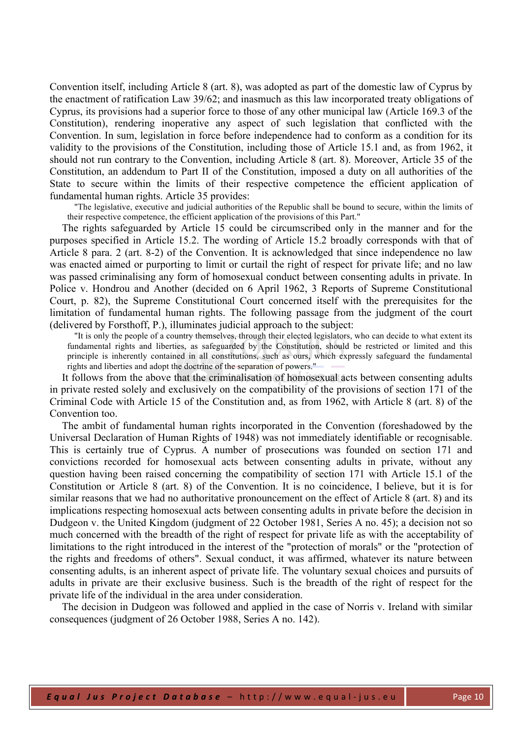Convention itself, including Article 8 (art. 8), was adopted as part of the domestic law of Cyprus by the enactment of ratification Law 39/62; and inasmuch as this law incorporated treaty obligations of Cyprus, its provisions had a superior force to those of any other municipal law (Article 169.3 of the Constitution), rendering inoperative any aspect of such legislation that conflicted with the Convention. In sum, legislation in force before independence had to conform as a condition for its validity to the provisions of the Constitution, including those of Article 15.1 and, as from 1962, it should not run contrary to the Convention, including Article 8 (art. 8). Moreover, Article 35 of the Constitution, an addendum to Part II of the Constitution, imposed a duty on all authorities of the State to secure within the limits of their respective competence the efficient application of fundamental human rights. Article 35 provides:

> "The legislative, executive and judicial authorities of the Republic shall be bound to secure, within the limits of their respective competence, the efficient application of the provisions of this Part."

The rights safeguarded by Article 15 could be circumscribed only in the manner and for the purposes specified in Article 15.2. The wording of Article 15.2 broadly corresponds with that of Article 8 para. 2 (art. 8-2) of the Convention. It is acknowledged that since independence no law was enacted aimed or purporting to limit or curtail the right of respect for private life; and no law was passed criminalising any form of homosexual conduct between consenting adults in private. In Police v. Hondrou and Another (decided on 6 April 1962, 3 Reports of Supreme Constitutional Court, p. 82), the Supreme Constitutional Court concerned itself with the prerequisites for the limitation of fundamental human rights. The following passage from the judgment of the court (delivered by Forsthoff, P.), illuminates judicial approach to the subject:

> "It is only the people of a country themselves, through their elected legislators, who can decide to what extent its fundamental rights and liberties, as safeguarded by the Constitution, should be restricted or limited and this principle is inherently contained in all constitutions, such as ours, which expressly safeguard the fundamental rights and liberties and adopt the doctrine of the separation of powers."

It follows from the above that the criminalisation of homosexual acts between consenting adults in private rested solely and exclusively on the compatibility of the provisions of section 171 of the Criminal Code with Article 15 of the Constitution and, as from 1962, with Article 8 (art. 8) of the Convention too.

The ambit of fundamental human rights incorporated in the Convention (foreshadowed by the Universal Declaration of Human Rights of 1948) was not immediately identifiable or recognisable. This is certainly true of Cyprus. A number of prosecutions was founded on section 171 and convictions recorded for homosexual acts between consenting adults in private, without any question having been raised concerning the compatibility of section 171 with Article 15.1 of the Constitution or Article 8 (art. 8) of the Convention. It is no coincidence, I believe, but it is for similar reasons that we had no authoritative pronouncement on the effect of Article 8 (art. 8) and its implications respecting homosexual acts between consenting adults in private before the decision in Dudgeon v. the United Kingdom (judgment of 22 October 1981, Series A no. 45); a decision not so much concerned with the breadth of the right of respect for private life as with the acceptability of limitations to the right introduced in the interest of the "protection of morals" or the "protection of the rights and freedoms of others". Sexual conduct, it was affirmed, whatever its nature between consenting adults, is an inherent aspect of private life. The voluntary sexual choices and pursuits of adults in private are their exclusive business. Such is the breadth of the right of respect for the private life of the individual in the area under consideration.

The decision in Dudgeon was followed and applied in the case of Norris v. Ireland with similar consequences (judgment of 26 October 1988, Series A no. 142).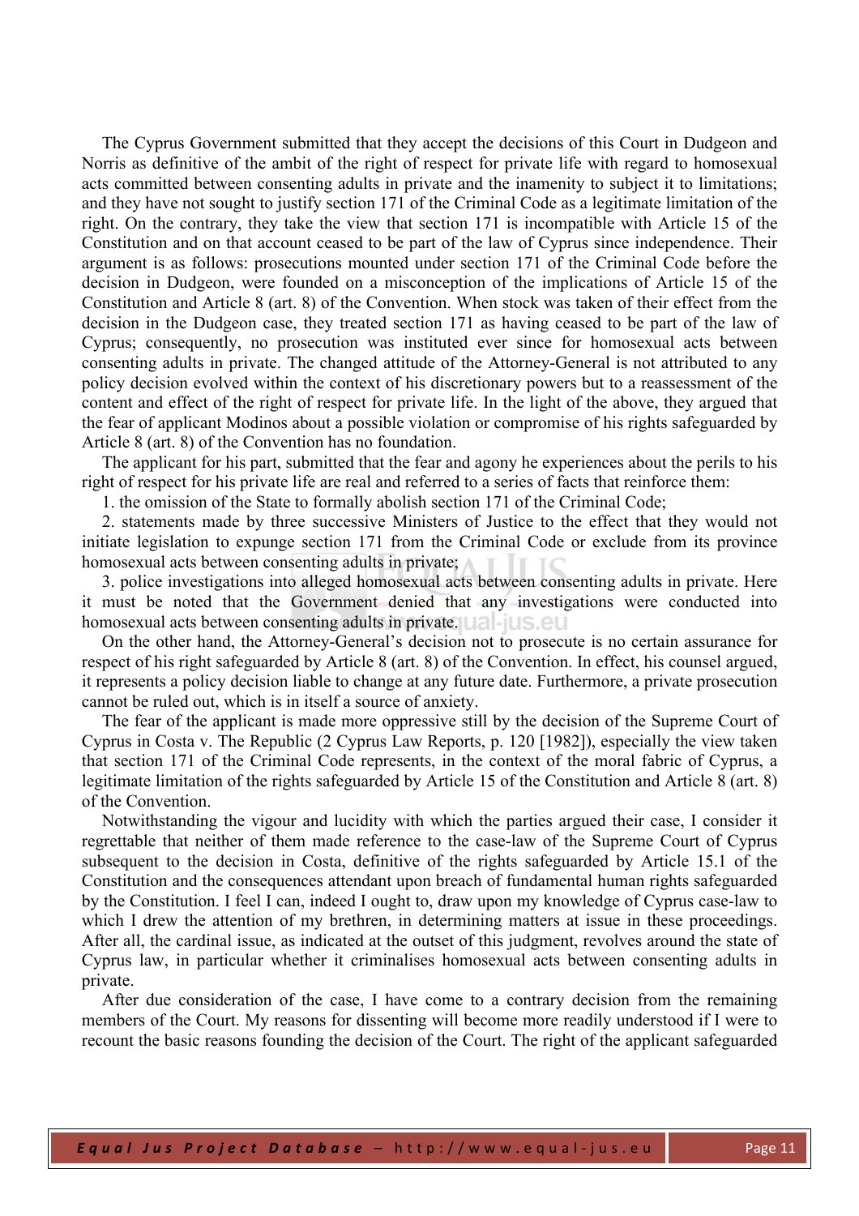The Cyprus Government submitted that they accept the decisions of this Court in Dudgeon and Norris as definitive of the ambit of the right of respect for private life with regard to homosexual acts committed between consenting adults in private and the inamenity to subject it to limitations; and they have not sought to justify section 171 of the Criminal Code as a legitimate limitation of the right. On the contrary, they take the view that section 171 is incompatible with Article 15 of the Constitution and on that account ceased to be part of the law of Cyprus since independence. Their argument is as follows: prosecutions mounted under section 171 of the Criminal Code before the decision in Dudgeon, were founded on a misconception of the implications of Article 15 of the Constitution and Article 8 (art. 8) of the Convention. When stock was taken of their effect from the decision in the Dudgeon case, they treated section 171 as having ceased to be part of the law of Cyprus; consequently, no prosecution was instituted ever since for homosexual acts between consenting adults in private. The changed attitude of the Attorney-General is not attributed to any policy decision evolved within the context of his discretionary powers but to a reassessment of the content and effect of the right of respect for private life. In the light of the above, they argued that the fear of applicant Modinos about a possible violation or compromise of his rights safeguarded by Article 8 (art. 8) of the Convention has no foundation.

The applicant for his part, submitted that the fear and agony he experiences about the perils to his right of respect for his private life are real and referred to a series of facts that reinforce them:

1. the omission of the State to formally abolish section 171 of the Criminal Code;

2. statements made by three successive Ministers of Justice to the effect that they would not initiate legislation to expunge section 171 from the Criminal Code or exclude from its province homosexual acts between consenting adults in private;

3. police investigations into alleged homosexual acts between consenting adults in private. Here it must be noted that the Government denied that any investigations were conducted into homosexual acts between consenting adults in private.

On the other hand, the Attorney-General's decision not to prosecute is no certain assurance for respect of his right safeguarded by Article 8 (art. 8) of the Convention. In effect, his counsel argued, it represents a policy decision liable to change at any future date. Furthermore, a private prosecution cannot be ruled out, which is in itself a source of anxiety.

The fear of the applicant is made more oppressive still by the decision of the Supreme Court of Cyprus in Costa v. The Republic (2 Cyprus Law Reports, p. 120 [1982]), especially the view taken that section 171 of the Criminal Code represents, in the context of the moral fabric of Cyprus, a legitimate limitation of the rights safeguarded by Article 15 of the Constitution and Article 8 (art. 8) of the Convention.

Notwithstanding the vigour and lucidity with which the parties argued their case, I consider it regrettable that neither of them made reference to the case-law of the Supreme Court of Cyprus subsequent to the decision in Costa, definitive of the rights safeguarded by Article 15.1 of the Constitution and the consequences attendant upon breach of fundamental human rights safeguarded by the Constitution. I feel I can, indeed I ought to, draw upon my knowledge of Cyprus case-law to which I drew the attention of my brethren, in determining matters at issue in these proceedings. After all, the cardinal issue, as indicated at the outset of this judgment, revolves around the state of Cyprus law, in particular whether it criminalises homosexual acts between consenting adults in private.

After due consideration of the case, I have come to a contrary decision from the remaining members of the Court. My reasons for dissenting will become more readily understood if I were to recount the basic reasons founding the decision of the Court. The right of the applicant safeguarded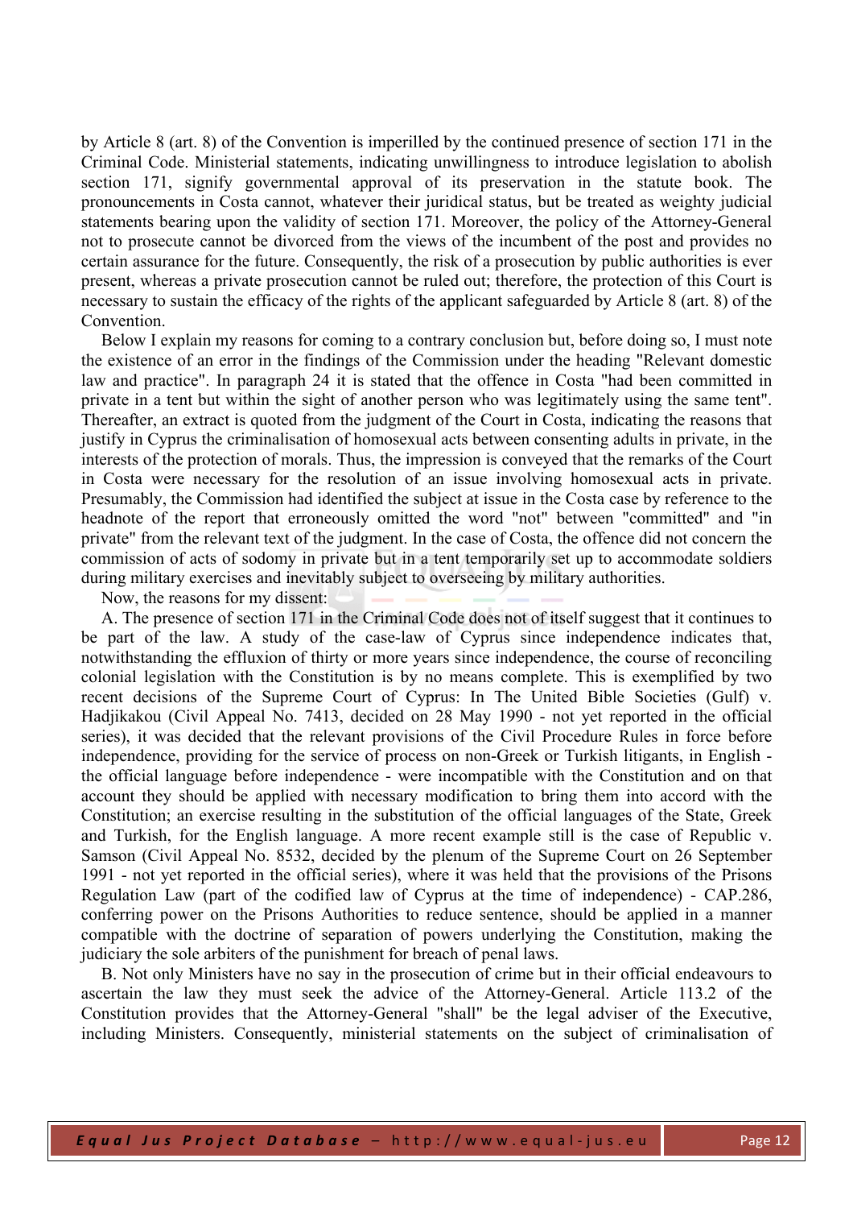by Article 8 (art. 8) of the Convention is imperilled by the continued presence of section 171 in the Criminal Code. Ministerial statements, indicating unwillingness to introduce legislation to abolish section 171, signify governmental approval of its preservation in the statute book. The pronouncements in Costa cannot, whatever their juridical status, but be treated as weighty judicial statements bearing upon the validity of section 171. Moreover, the policy of the Attorney-General not to prosecute cannot be divorced from the views of the incumbent of the post and provides no certain assurance for the future. Consequently, the risk of a prosecution by public authorities is ever present, whereas a private prosecution cannot be ruled out; therefore, the protection of this Court is necessary to sustain the efficacy of the rights of the applicant safeguarded by Article 8 (art. 8) of the Convention.

Below I explain my reasons for coming to a contrary conclusion but, before doing so, I must note the existence of an error in the findings of the Commission under the heading "Relevant domestic law and practice". In paragraph 24 it is stated that the offence in Costa "had been committed in private in a tent but within the sight of another person who was legitimately using the same tent". Thereafter, an extract is quoted from the judgment of the Court in Costa, indicating the reasons that justify in Cyprus the criminalisation of homosexual acts between consenting adults in private, in the interests of the protection of morals. Thus, the impression is conveyed that the remarks of the Court in Costa were necessary for the resolution of an issue involving homosexual acts in private. Presumably, the Commission had identified the subject at issue in the Costa case by reference to the headnote of the report that erroneously omitted the word "not" between "committed" and "in private" from the relevant text of the judgment. In the case of Costa, the offence did not concern the commission of acts of sodomy in private but in a tent temporarily set up to accommodate soldiers during military exercises and inevitably subject to overseeing by military authorities.

Now, the reasons for my dissent:

A. The presence of section 171 in the Criminal Code does not of itself suggest that it continues to be part of the law. A study of the case-law of Cyprus since independence indicates that, notwithstanding the effluxion of thirty or more years since independence, the course of reconciling colonial legislation with the Constitution is by no means complete. This is exemplified by two recent decisions of the Supreme Court of Cyprus: In The United Bible Societies (Gulf) v. Hadjikakou (Civil Appeal No. 7413, decided on 28 May 1990 - not yet reported in the official series), it was decided that the relevant provisions of the Civil Procedure Rules in force before independence, providing for the service of process on non-Greek or Turkish litigants, in English - the official language before independence - were incompatible with the Constitution and on that account they should be applied with necessary modification to bring them into accord with the Constitution; an exercise resulting in the substitution of the official languages of the State, Greek and Turkish, for the English language. A more recent example still is the case of Republic v. Samson (Civil Appeal No. 8532, decided by the plenum of the Supreme Court on 26 September 1991 - not yet reported in the official series), where it was held that the provisions of the Prisons Regulation Law (part of the codified law of Cyprus at the time of independence) - CAP.286, conferring power on the Prisons Authorities to reduce sentence, should be applied in a manner compatible with the doctrine of separation of powers underlying the Constitution, making the judiciary the sole arbiters of the punishment for breach of penal laws.

B. Not only Ministers have no say in the prosecution of crime but in their official endeavours to ascertain the law they must seek the advice of the Attorney-General. Article 113.2 of the Constitution provides that the Attorney-General "shall" be the legal adviser of the Executive, including Ministers. Consequently, ministerial statements on the subject of criminalisation of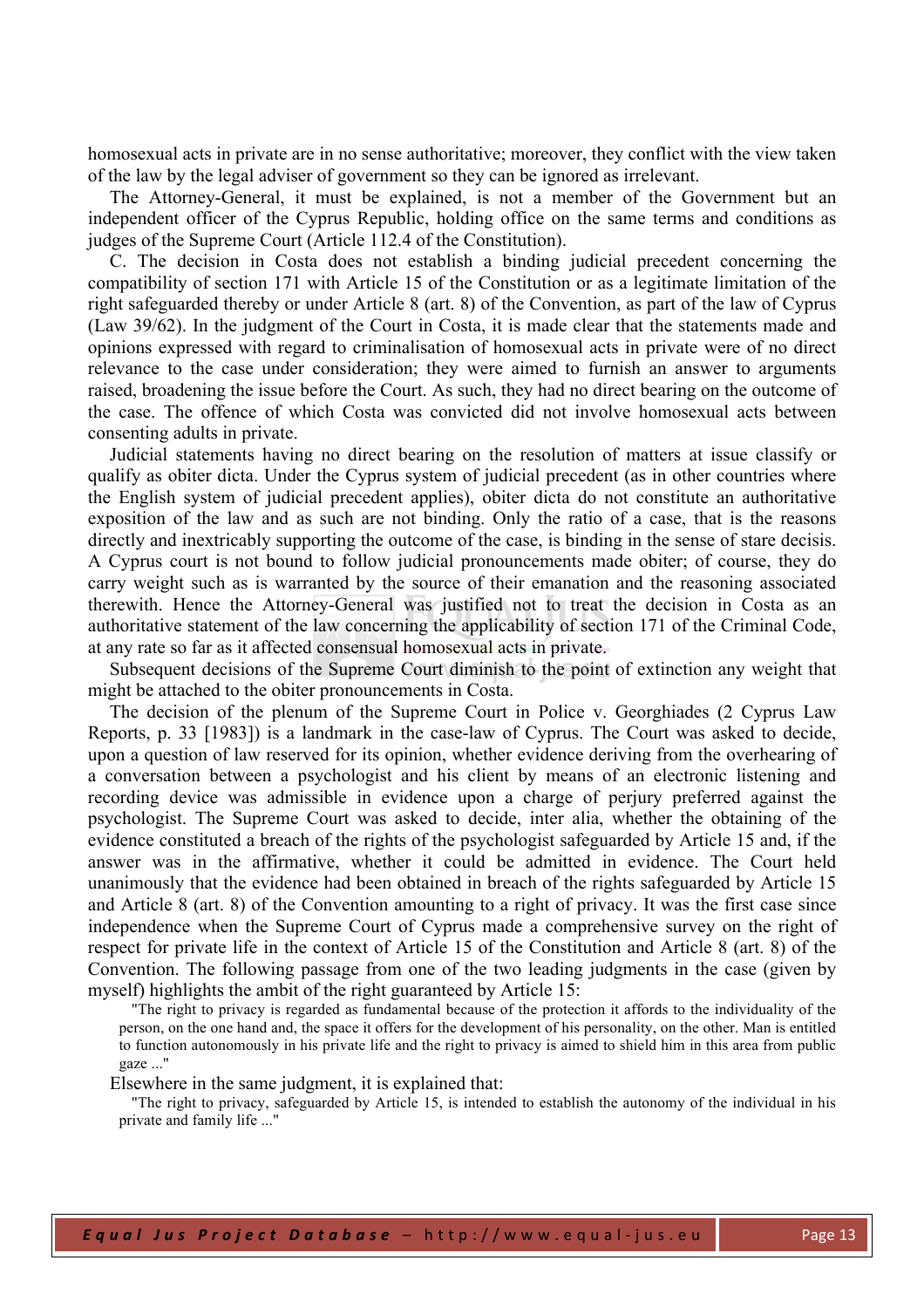homosexual acts in private are in no sense authoritative; moreover, they conflict with the view taken of the law by the legal adviser of government so they can be ignored as irrelevant.

The Attorney-General, it must be explained, is not a member of the Government but an independent officer of the Cyprus Republic, holding office on the same terms and conditions as judges of the Supreme Court (Article 112.4 of the Constitution).

C. The decision in Costa does not establish a binding judicial precedent concerning the compatibility of section 171 with Article 15 of the Constitution or as a legitimate limitation of the right safeguarded thereby or under Article 8 (art. 8) of the Convention, as part of the law of Cyprus (Law 39/62). In the judgment of the Court in Costa, it is made clear that the statements made and opinions expressed with regard to criminalisation of homosexual acts in private were of no direct relevance to the case under consideration; they were aimed to furnish an answer to arguments raised, broadening the issue before the Court. As such, they had no direct bearing on the outcome of the case. The offence of which Costa was convicted did not involve homosexual acts between consenting adults in private.

Judicial statements having no direct bearing on the resolution of matters at issue classify or qualify as obiter dicta. Under the Cyprus system of judicial precedent (as in other countries where the English system of judicial precedent applies), obiter dicta do not constitute an authoritative exposition of the law and as such are not binding. Only the ratio of a case, that is the reasons directly and inextricably supporting the outcome of the case, is binding in the sense of stare decisis. A Cyprus court is not bound to follow judicial pronouncements made obiter; of course, they do carry weight such as is warranted by the source of their emanation and the reasoning associated therewith. Hence the Attorney-General was justified not to treat the decision in Costa as an authoritative statement of the law concerning the applicability of section 171 of the Criminal Code, at any rate so far as it affected consensual homosexual acts in private.

Subsequent decisions of the Supreme Court diminish to the point of extinction any weight that might be attached to the obiter pronouncements in Costa.

The decision of the plenum of the Supreme Court in Police v. Georghiades (2 Cyprus Law Reports, p. 33 [1983]) is a landmark in the case-law of Cyprus. The Court was asked to decide, upon a question of law reserved for its opinion, whether evidence deriving from the overhearing of a conversation between a psychologist and his client by means of an electronic listening and recording device was admissible in evidence upon a charge of perjury preferred against the psychologist. The Supreme Court was asked to decide, inter alia, whether the obtaining of the evidence constituted a breach of the rights of the psychologist safeguarded by Article 15 and, if the answer was in the affirmative, whether it could be admitted in evidence. The Court held unanimously that the evidence had been obtained in breach of the rights safeguarded by Article 15 and Article 8 (art. 8) of the Convention amounting to a right of privacy. It was the first case since independence when the Supreme Court of Cyprus made a comprehensive survey on the right of respect for private life in the context of Article 15 of the Constitution and Article 8 (art. 8) of the Convention. The following passage from one of the two leading judgments in the case (given by myself) highlights the ambit of the right guaranteed by Article 15:

> "The right to privacy is regarded as fundamental because of the protection it affords to the individuality of the person, on the one hand and, the space it offers for the development of his personality, on the other. Man is entitled to function autonomously in his private life and the right to privacy is aimed to shield him in this area from public gaze ..."

Elsewhere in the same judgment, it is explained that:

> "The right to privacy, safeguarded by Article 15, is intended to establish the autonomy of the individual in his private and family life ..."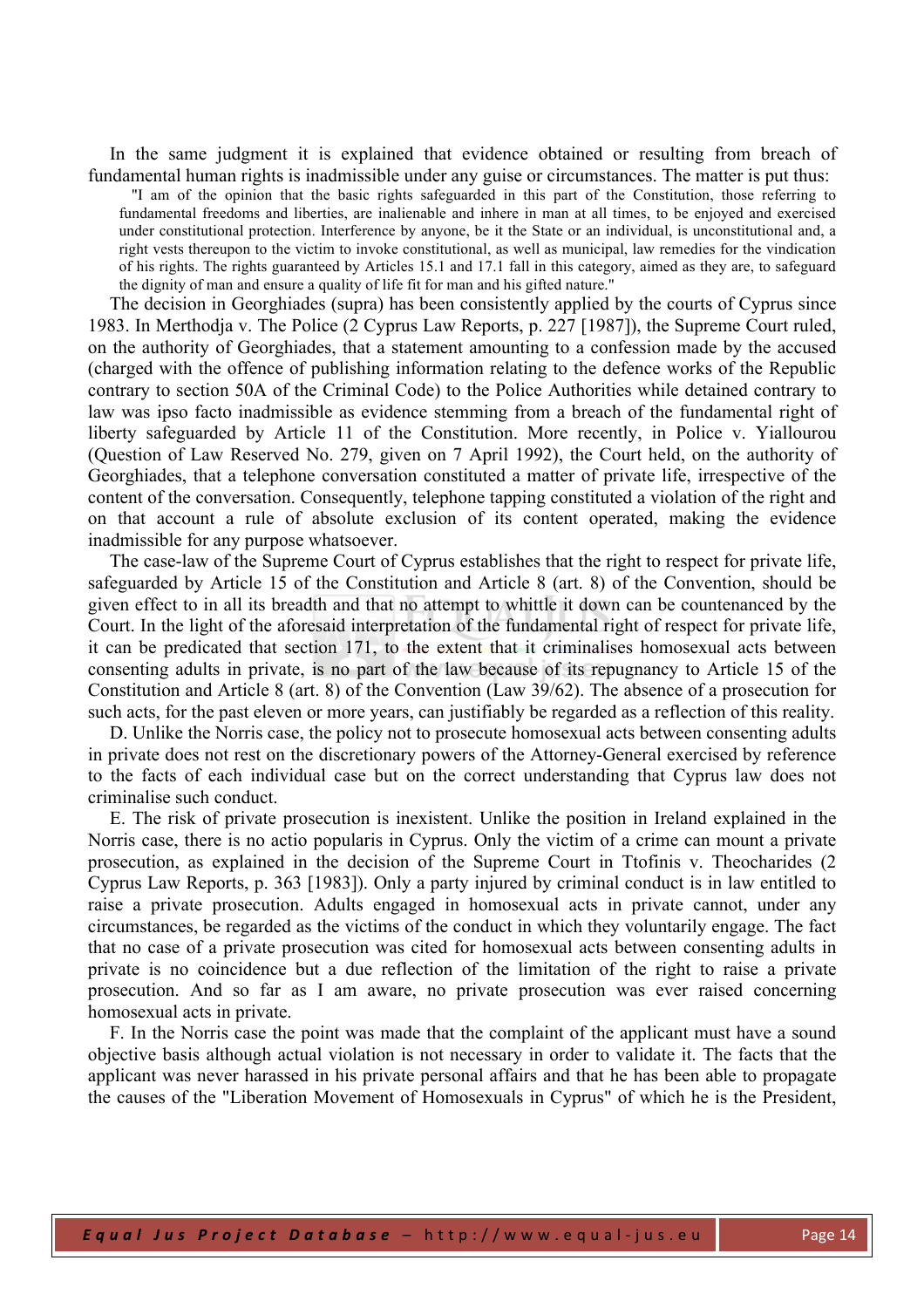In the same judgment it is explained that evidence obtained or resulting from breach of fundamental human rights is inadmissible under any guise or circumstances. The matter is put thus:

> "I am of the opinion that the basic rights safeguarded in this part of the Constitution, those referring to fundamental freedoms and liberties, are inalienable and inhere in man at all times, to be enjoyed and exercised under constitutional protection. Interference by anyone, be it the State or an individual, is unconstitutional and, a right vests thereupon to the victim to invoke constitutional, as well as municipal, law remedies for the vindication of his rights. The rights guaranteed by Articles 15.1 and 17.1 fall in this category, aimed as they are, to safeguard the dignity of man and ensure a quality of life fit for man and his gifted nature."

The decision in Georghiades (supra) has been consistently applied by the courts of Cyprus since 1983. In Merthodja v. The Police (2 Cyprus Law Reports, p. 227 [1987]), the Supreme Court ruled, on the authority of Georghiades, that a statement amounting to a confession made by the accused (charged with the offence of publishing information relating to the defence works of the Republic contrary to section 50A of the Criminal Code) to the Police Authorities while detained contrary to law was ipso facto inadmissible as evidence stemming from a breach of the fundamental right of liberty safeguarded by Article 11 of the Constitution. More recently, in Police v. Yiallourou (Question of Law Reserved No. 279, given on 7 April 1992), the Court held, on the authority of Georghiades, that a telephone conversation constituted a matter of private life, irrespective of the content of the conversation. Consequently, telephone tapping constituted a violation of the right and on that account a rule of absolute exclusion of its content operated, making the evidence inadmissible for any purpose whatsoever.

The case-law of the Supreme Court of Cyprus establishes that the right to respect for private life, safeguarded by Article 15 of the Constitution and Article 8 (art. 8) of the Convention, should be given effect to in all its breadth and that no attempt to whittle it down can be countenanced by the Court. In the light of the aforesaid interpretation of the fundamental right of respect for private life, it can be predicated that section 171, to the extent that it criminalises homosexual acts between consenting adults in private, is no part of the law because of its repugnancy to Article 15 of the Constitution and Article 8 (art. 8) of the Convention (Law 39/62). The absence of a prosecution for such acts, for the past eleven or more years, can justifiably be regarded as a reflection of this reality.

D. Unlike the Norris case, the policy not to prosecute homosexual acts between consenting adults in private does not rest on the discretionary powers of the Attorney-General exercised by reference to the facts of each individual case but on the correct understanding that Cyprus law does not criminalise such conduct.

E. The risk of private prosecution is inexistent. Unlike the position in Ireland explained in the Norris case, there is no actio popularis in Cyprus. Only the victim of a crime can mount a private prosecution, as explained in the decision of the Supreme Court in Ttofinis v. Theocharides (2 Cyprus Law Reports, p. 363 [1983]). Only a party injured by criminal conduct is in law entitled to raise a private prosecution. Adults engaged in homosexual acts in private cannot, under any circumstances, be regarded as the victims of the conduct in which they voluntarily engage. The fact that no case of a private prosecution was cited for homosexual acts between consenting adults in private is no coincidence but a due reflection of the limitation of the right to raise a private prosecution. And so far as I am aware, no private prosecution was ever raised concerning homosexual acts in private.

F. In the Norris case the point was made that the complaint of the applicant must have a sound objective basis although actual violation is not necessary in order to validate it. The facts that the applicant was never harassed in his private personal affairs and that he has been able to propagate the causes of the "Liberation Movement of Homosexuals in Cyprus" of which he is the President,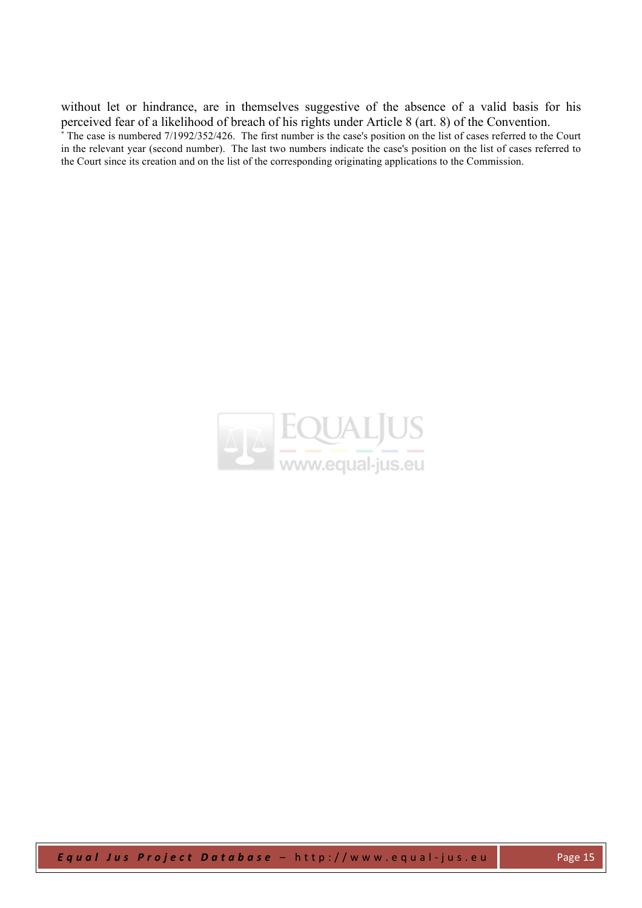without let or hindrance, are in themselves suggestive of the absence of a valid basis for his perceived fear of a likelihood of breach of his rights under Article 8 (art. 8) of the Convention.

[*] The case is numbered 7/1992/352/426. The first number is the case's position on the list of cases referred to the Court in the relevant year (second number). The last two numbers indicate the case's position on the list of cases referred to the Court since its creation and on the list of the corresponding originating applications to the Commission.